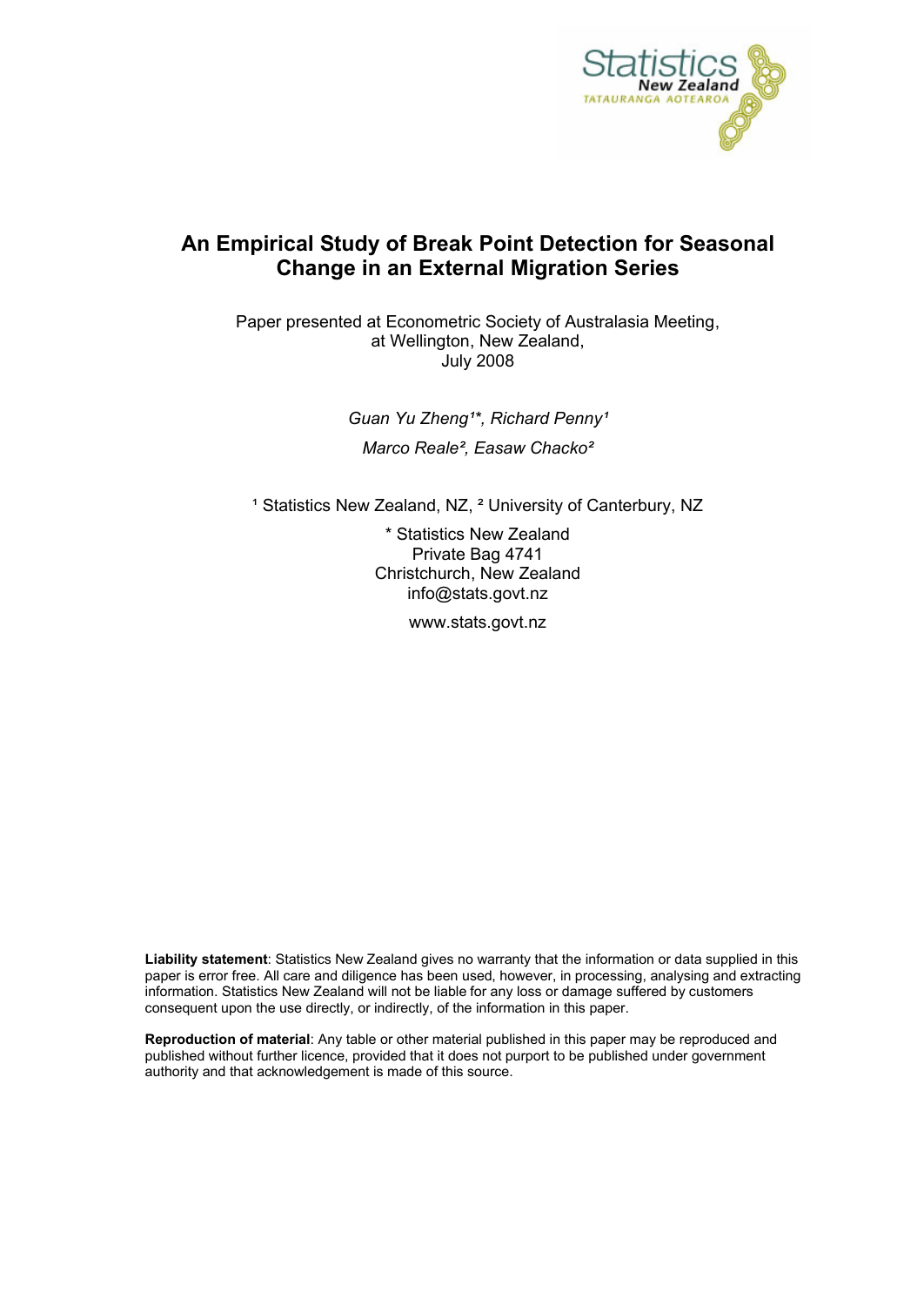Statistics New Zealand
TATAURANGA AOTEAROA

# An Empirical Study of Break Point Detection for Seasonal Change in an External Migration Series

Paper presented at Econometric Society of Australasia Meeting,
at Wellington, New Zealand,
July 2008

*Guan Yu Zheng[1]\*, Richard Penny[1]*

*Marco Reale[2], Easaw Chacko[2]*

[1] Statistics New Zealand, NZ, [2] University of Canterbury, NZ

\* Statistics New Zealand
Private Bag 4741
Christchurch, New Zealand
info@stats.govt.nz

www.stats.govt.nz

**Liability statement**: Statistics New Zealand gives no warranty that the information or data supplied in this paper is error free. All care and diligence has been used, however, in processing, analysing and extracting information. Statistics New Zealand will not be liable for any loss or damage suffered by customers consequent upon the use directly, or indirectly, of the information in this paper.

**Reproduction of material**: Any table or other material published in this paper may be reproduced and published without further licence, provided that it does not purport to be published under government authority and that acknowledgement is made of this source.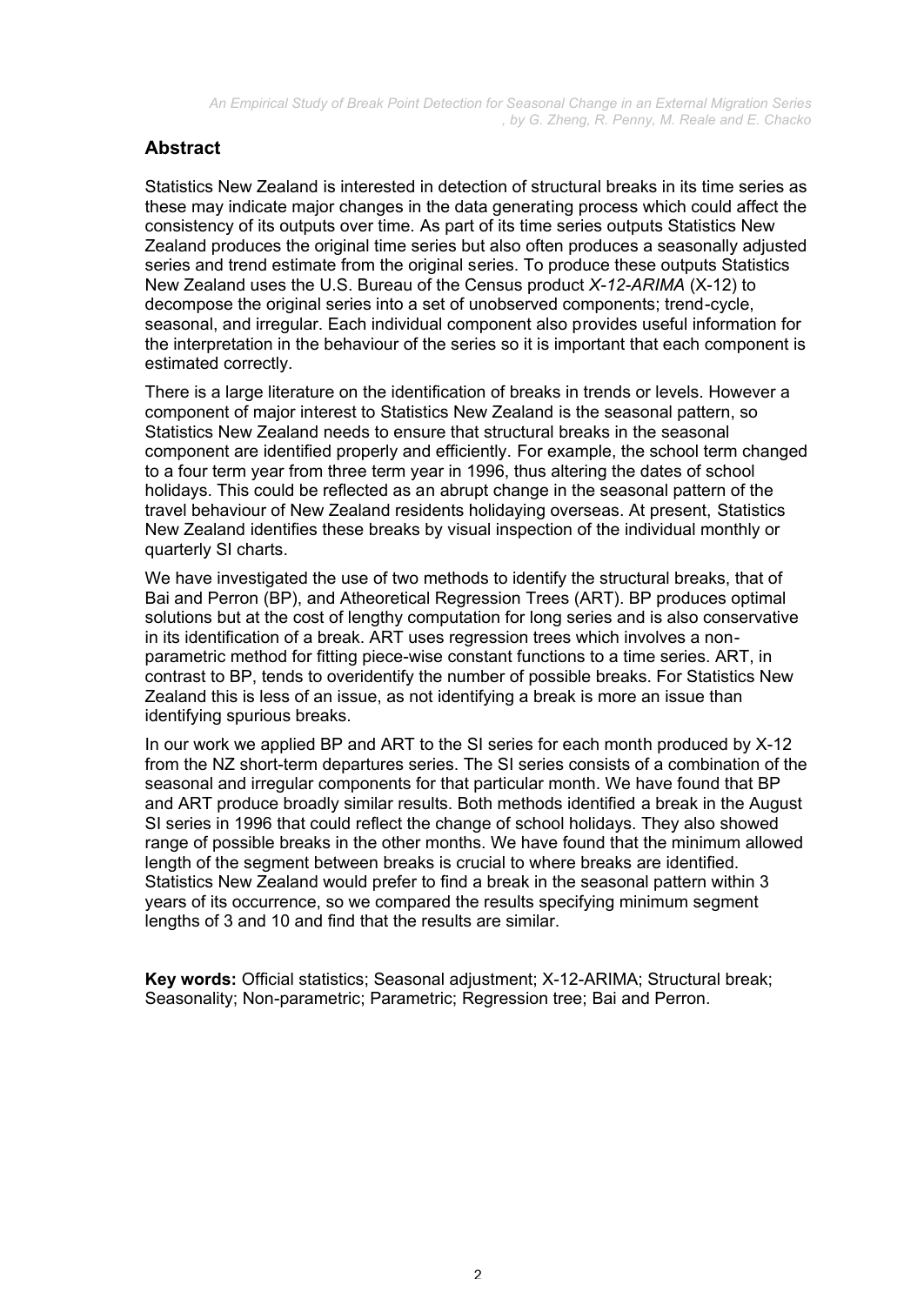## Abstract

Statistics New Zealand is interested in detection of structural breaks in its time series as these may indicate major changes in the data generating process which could affect the consistency of its outputs over time. As part of its time series outputs Statistics New Zealand produces the original time series but also often produces a seasonally adjusted series and trend estimate from the original series. To produce these outputs Statistics New Zealand uses the U.S. Bureau of the Census product *X-12-ARIMA* (X-12) to decompose the original series into a set of unobserved components; trend-cycle, seasonal, and irregular. Each individual component also provides useful information for the interpretation in the behaviour of the series so it is important that each component is estimated correctly.

There is a large literature on the identification of breaks in trends or levels. However a component of major interest to Statistics New Zealand is the seasonal pattern, so Statistics New Zealand needs to ensure that structural breaks in the seasonal component are identified properly and efficiently. For example, the school term changed to a four term year from three term year in 1996, thus altering the dates of school holidays. This could be reflected as an abrupt change in the seasonal pattern of the travel behaviour of New Zealand residents holidaying overseas. At present, Statistics New Zealand identifies these breaks by visual inspection of the individual monthly or quarterly SI charts.

We have investigated the use of two methods to identify the structural breaks, that of Bai and Perron (BP), and Atheoretical Regression Trees (ART). BP produces optimal solutions but at the cost of lengthy computation for long series and is also conservative in its identification of a break. ART uses regression trees which involves a non-parametric method for fitting piece-wise constant functions to a time series. ART, in contrast to BP, tends to overidentify the number of possible breaks. For Statistics New Zealand this is less of an issue, as not identifying a break is more an issue than identifying spurious breaks.

In our work we applied BP and ART to the SI series for each month produced by X-12 from the NZ short-term departures series. The SI series consists of a combination of the seasonal and irregular components for that particular month. We have found that BP and ART produce broadly similar results. Both methods identified a break in the August SI series in 1996 that could reflect the change of school holidays. They also showed range of possible breaks in the other months. We have found that the minimum allowed length of the segment between breaks is crucial to where breaks are identified. Statistics New Zealand would prefer to find a break in the seasonal pattern within 3 years of its occurrence, so we compared the results specifying minimum segment lengths of 3 and 10 and find that the results are similar.

**Key words:** Official statistics; Seasonal adjustment; X-12-ARIMA; Structural break; Seasonality; Non-parametric; Parametric; Regression tree; Bai and Perron.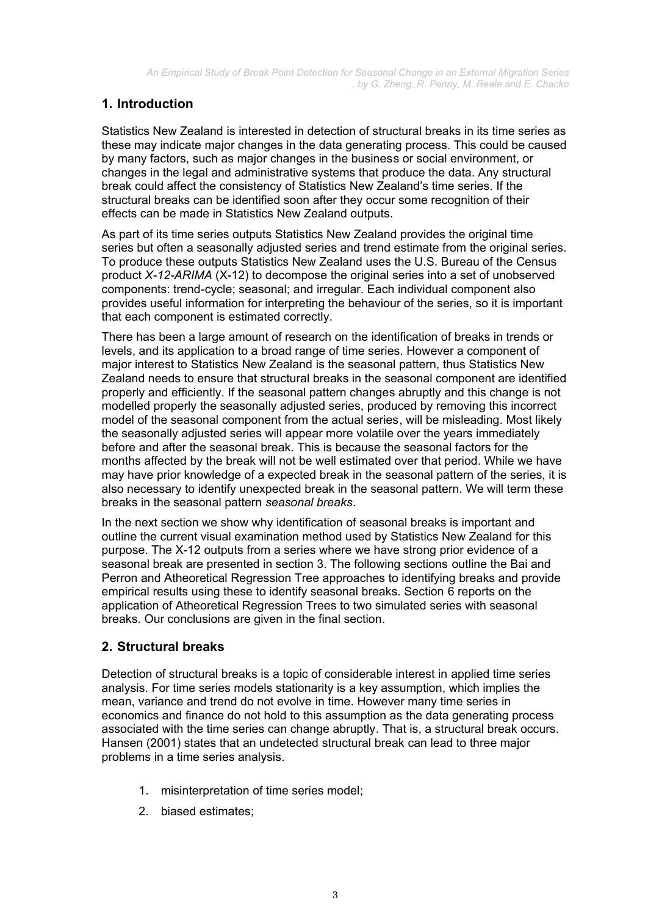## 1. Introduction

Statistics New Zealand is interested in detection of structural breaks in its time series as these may indicate major changes in the data generating process. This could be caused by many factors, such as major changes in the business or social environment, or changes in the legal and administrative systems that produce the data. Any structural break could affect the consistency of Statistics New Zealand's time series. If the structural breaks can be identified soon after they occur some recognition of their effects can be made in Statistics New Zealand outputs.

As part of its time series outputs Statistics New Zealand provides the original time series but often a seasonally adjusted series and trend estimate from the original series. To produce these outputs Statistics New Zealand uses the U.S. Bureau of the Census product *X-12-ARIMA* (X-12) to decompose the original series into a set of unobserved components: trend-cycle; seasonal; and irregular. Each individual component also provides useful information for interpreting the behaviour of the series, so it is important that each component is estimated correctly.

There has been a large amount of research on the identification of breaks in trends or levels, and its application to a broad range of time series. However a component of major interest to Statistics New Zealand is the seasonal pattern, thus Statistics New Zealand needs to ensure that structural breaks in the seasonal component are identified properly and efficiently. If the seasonal pattern changes abruptly and this change is not modelled properly the seasonally adjusted series, produced by removing this incorrect model of the seasonal component from the actual series, will be misleading. Most likely the seasonally adjusted series will appear more volatile over the years immediately before and after the seasonal break. This is because the seasonal factors for the months affected by the break will not be well estimated over that period. While we have may have prior knowledge of a expected break in the seasonal pattern of the series, it is also necessary to identify unexpected break in the seasonal pattern. We will term these breaks in the seasonal pattern *seasonal breaks*.

In the next section we show why identification of seasonal breaks is important and outline the current visual examination method used by Statistics New Zealand for this purpose. The X-12 outputs from a series where we have strong prior evidence of a seasonal break are presented in section 3. The following sections outline the Bai and Perron and Atheoretical Regression Tree approaches to identifying breaks and provide empirical results using these to identify seasonal breaks. Section 6 reports on the application of Atheoretical Regression Trees to two simulated series with seasonal breaks. Our conclusions are given in the final section.

## 2. Structural breaks

Detection of structural breaks is a topic of considerable interest in applied time series analysis. For time series models stationarity is a key assumption, which implies the mean, variance and trend do not evolve in time. However many time series in economics and finance do not hold to this assumption as the data generating process associated with the time series can change abruptly. That is, a structural break occurs. Hansen (2001) states that an undetected structural break can lead to three major problems in a time series analysis.

1. misinterpretation of time series model;
2. biased estimates;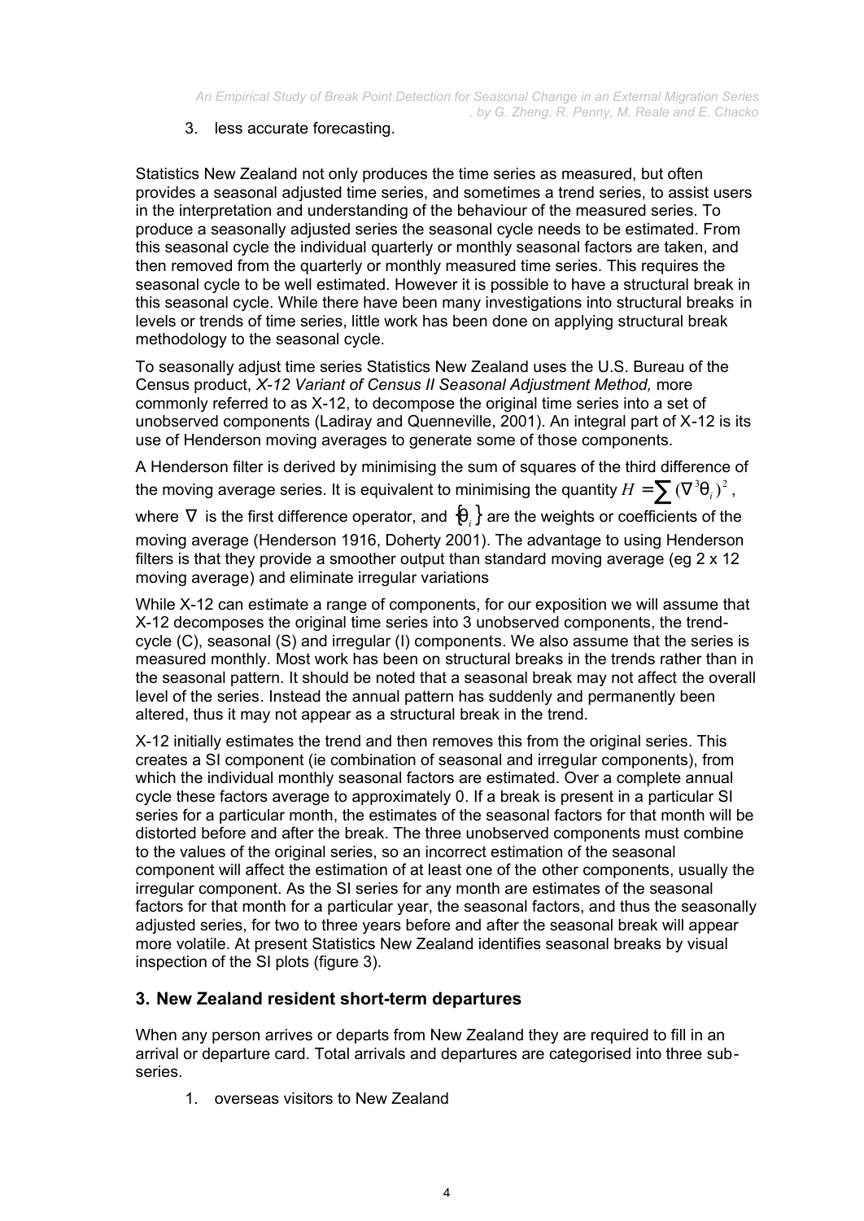3. less accurate forecasting.

Statistics New Zealand not only produces the time series as measured, but often provides a seasonal adjusted time series, and sometimes a trend series, to assist users in the interpretation and understanding of the behaviour of the measured series. To produce a seasonally adjusted series the seasonal cycle needs to be estimated. From this seasonal cycle the individual quarterly or monthly seasonal factors are taken, and then removed from the quarterly or monthly measured time series. This requires the seasonal cycle to be well estimated. However it is possible to have a structural break in this seasonal cycle. While there have been many investigations into structural breaks in levels or trends of time series, little work has been done on applying structural break methodology to the seasonal cycle.

To seasonally adjust time series Statistics New Zealand uses the U.S. Bureau of the Census product, *X-12 Variant of Census II Seasonal Adjustment Method,* more commonly referred to as X-12, to decompose the original time series into a set of unobserved components (Ladiray and Quenneville, 2001). An integral part of X-12 is its use of Henderson moving averages to generate some of those components.

A Henderson filter is derived by minimising the sum of squares of the third difference of the moving average series. It is equivalent to minimising the quantity $H = \sum (\nabla^3 \theta_i)^2$, where $\nabla$ is the first difference operator, and $\{\theta_i\}$ are the weights or coefficients of the moving average (Henderson 1916, Doherty 2001). The advantage to using Henderson filters is that they provide a smoother output than standard moving average (eg 2 x 12 moving average) and eliminate irregular variations

While X-12 can estimate a range of components, for our exposition we will assume that X-12 decomposes the original time series into 3 unobserved components, the trend-cycle (C), seasonal (S) and irregular (I) components. We also assume that the series is measured monthly. Most work has been on structural breaks in the trends rather than in the seasonal pattern. It should be noted that a seasonal break may not affect the overall level of the series. Instead the annual pattern has suddenly and permanently been altered, thus it may not appear as a structural break in the trend.

X-12 initially estimates the trend and then removes this from the original series. This creates a SI component (ie combination of seasonal and irregular components), from which the individual monthly seasonal factors are estimated. Over a complete annual cycle these factors average to approximately 0. If a break is present in a particular SI series for a particular month, the estimates of the seasonal factors for that month will be distorted before and after the break. The three unobserved components must combine to the values of the original series, so an incorrect estimation of the seasonal component will affect the estimation of at least one of the other components, usually the irregular component. As the SI series for any month are estimates of the seasonal factors for that month for a particular year, the seasonal factors, and thus the seasonally adjusted series, for two to three years before and after the seasonal break will appear more volatile. At present Statistics New Zealand identifies seasonal breaks by visual inspection of the SI plots (figure 3).

## 3. New Zealand resident short-term departures

When any person arrives or departs from New Zealand they are required to fill in an arrival or departure card. Total arrivals and departures are categorised into three sub-series.

1. overseas visitors to New Zealand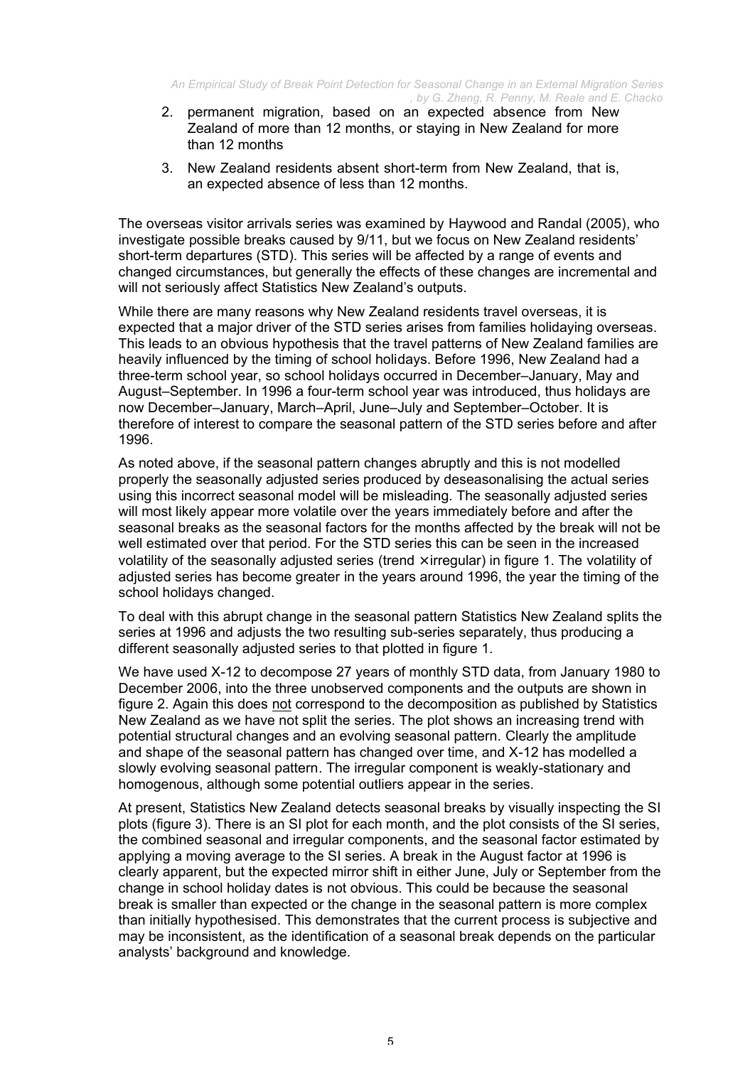2. permanent migration, based on an expected absence from New Zealand of more than 12 months, or staying in New Zealand for more than 12 months
3. New Zealand residents absent short-term from New Zealand, that is, an expected absence of less than 12 months.

The overseas visitor arrivals series was examined by Haywood and Randal (2005), who investigate possible breaks caused by 9/11, but we focus on New Zealand residents' short-term departures (STD). This series will be affected by a range of events and changed circumstances, but generally the effects of these changes are incremental and will not seriously affect Statistics New Zealand's outputs.

While there are many reasons why New Zealand residents travel overseas, it is expected that a major driver of the STD series arises from families holidaying overseas. This leads to an obvious hypothesis that the travel patterns of New Zealand families are heavily influenced by the timing of school holidays. Before 1996, New Zealand had a three-term school year, so school holidays occurred in December–January, May and August–September. In 1996 a four-term school year was introduced, thus holidays are now December–January, March–April, June–July and September–October. It is therefore of interest to compare the seasonal pattern of the STD series before and after 1996.

As noted above, if the seasonal pattern changes abruptly and this is not modelled properly the seasonally adjusted series produced by deseasonalising the actual series using this incorrect seasonal model will be misleading. The seasonally adjusted series will most likely appear more volatile over the years immediately before and after the seasonal breaks as the seasonal factors for the months affected by the break will not be well estimated over that period. For the STD series this can be seen in the increased volatility of the seasonally adjusted series (trend × irregular) in figure 1. The volatility of adjusted series has become greater in the years around 1996, the year the timing of the school holidays changed.

To deal with this abrupt change in the seasonal pattern Statistics New Zealand splits the series at 1996 and adjusts the two resulting sub-series separately, thus producing a different seasonally adjusted series to that plotted in figure 1.

We have used X-12 to decompose 27 years of monthly STD data, from January 1980 to December 2006, into the three unobserved components and the outputs are shown in figure 2. Again this does <u>not</u> correspond to the decomposition as published by Statistics New Zealand as we have not split the series. The plot shows an increasing trend with potential structural changes and an evolving seasonal pattern. Clearly the amplitude and shape of the seasonal pattern has changed over time, and X-12 has modelled a slowly evolving seasonal pattern. The irregular component is weakly-stationary and homogenous, although some potential outliers appear in the series.

At present, Statistics New Zealand detects seasonal breaks by visually inspecting the SI plots (figure 3). There is an SI plot for each month, and the plot consists of the SI series, the combined seasonal and irregular components, and the seasonal factor estimated by applying a moving average to the SI series. A break in the August factor at 1996 is clearly apparent, but the expected mirror shift in either June, July or September from the change in school holiday dates is not obvious. This could be because the seasonal break is smaller than expected or the change in the seasonal pattern is more complex than initially hypothesised. This demonstrates that the current process is subjective and may be inconsistent, as the identification of a seasonal break depends on the particular analysts' background and knowledge.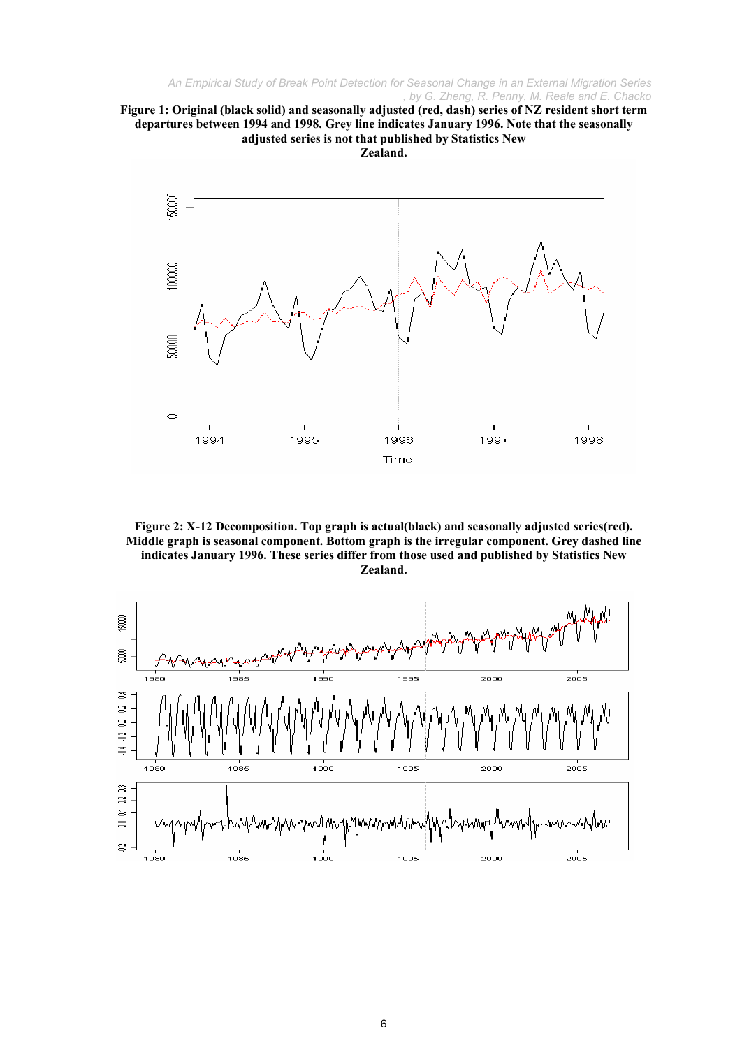**Figure 1: Original (black solid) and seasonally adjusted (red, dash) series of NZ resident short term departures between 1994 and 1998. Grey line indicates January 1996. Note that the seasonally adjusted series is not that published by Statistics New Zealand.**

**Figure 2: X-12 Decomposition. Top graph is actual(black) and seasonally adjusted series(red). Middle graph is seasonal component. Bottom graph is the irregular component. Grey dashed line indicates January 1996. These series differ from those used and published by Statistics New Zealand.**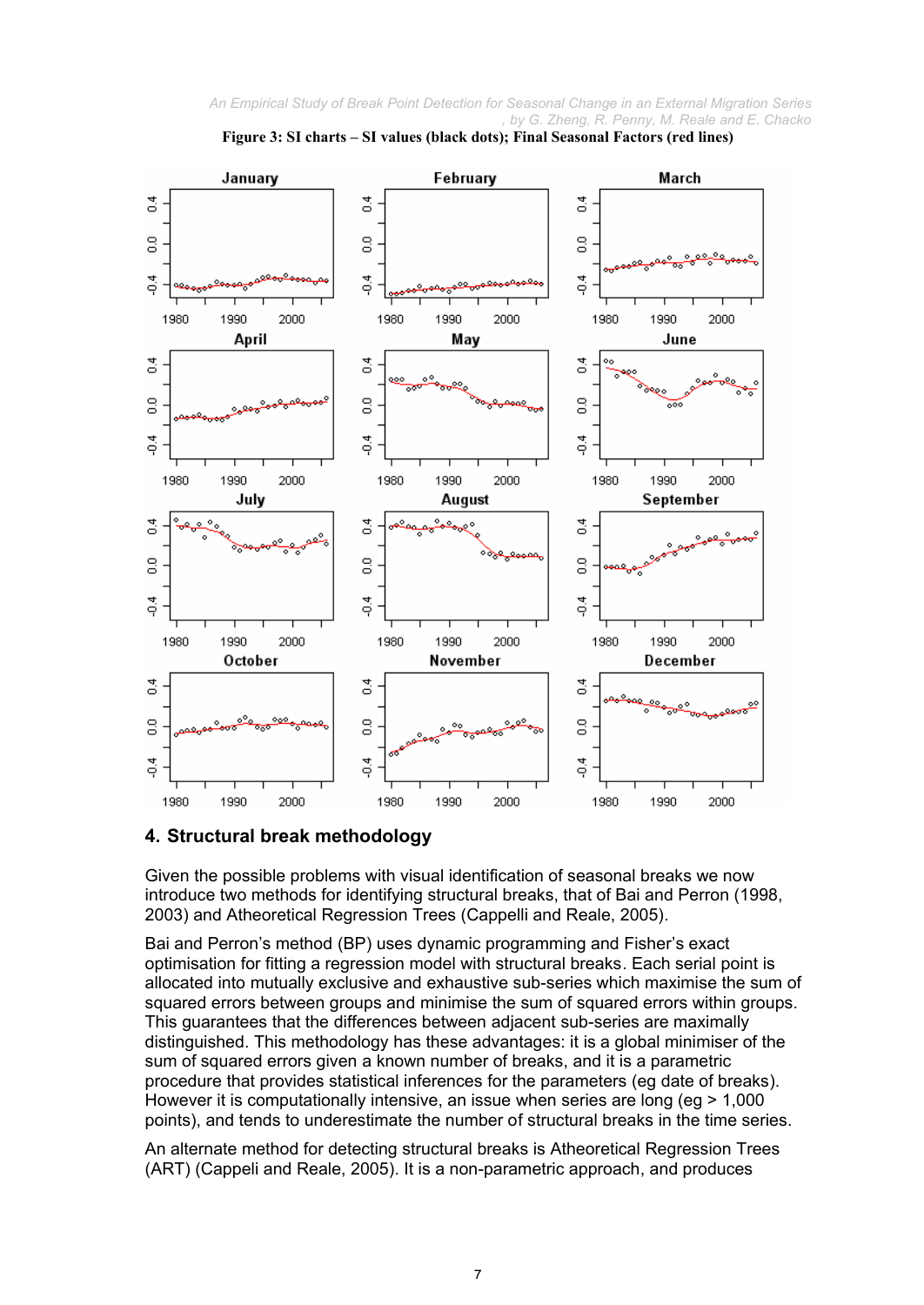**Figure 3: SI charts – SI values (black dots); Final Seasonal Factors (red lines)**

## 4. Structural break methodology

Given the possible problems with visual identification of seasonal breaks we now introduce two methods for identifying structural breaks, that of Bai and Perron (1998, 2003) and Atheoretical Regression Trees (Cappelli and Reale, 2005).

Bai and Perron's method (BP) uses dynamic programming and Fisher's exact optimisation for fitting a regression model with structural breaks. Each serial point is allocated into mutually exclusive and exhaustive sub-series which maximise the sum of squared errors between groups and minimise the sum of squared errors within groups. This guarantees that the differences between adjacent sub-series are maximally distinguished. This methodology has these advantages: it is a global minimiser of the sum of squared errors given a known number of breaks, and it is a parametric procedure that provides statistical inferences for the parameters (eg date of breaks). However it is computationally intensive, an issue when series are long (eg > 1,000 points), and tends to underestimate the number of structural breaks in the time series.

An alternate method for detecting structural breaks is Atheoretical Regression Trees (ART) (Cappeli and Reale, 2005). It is a non-parametric approach, and produces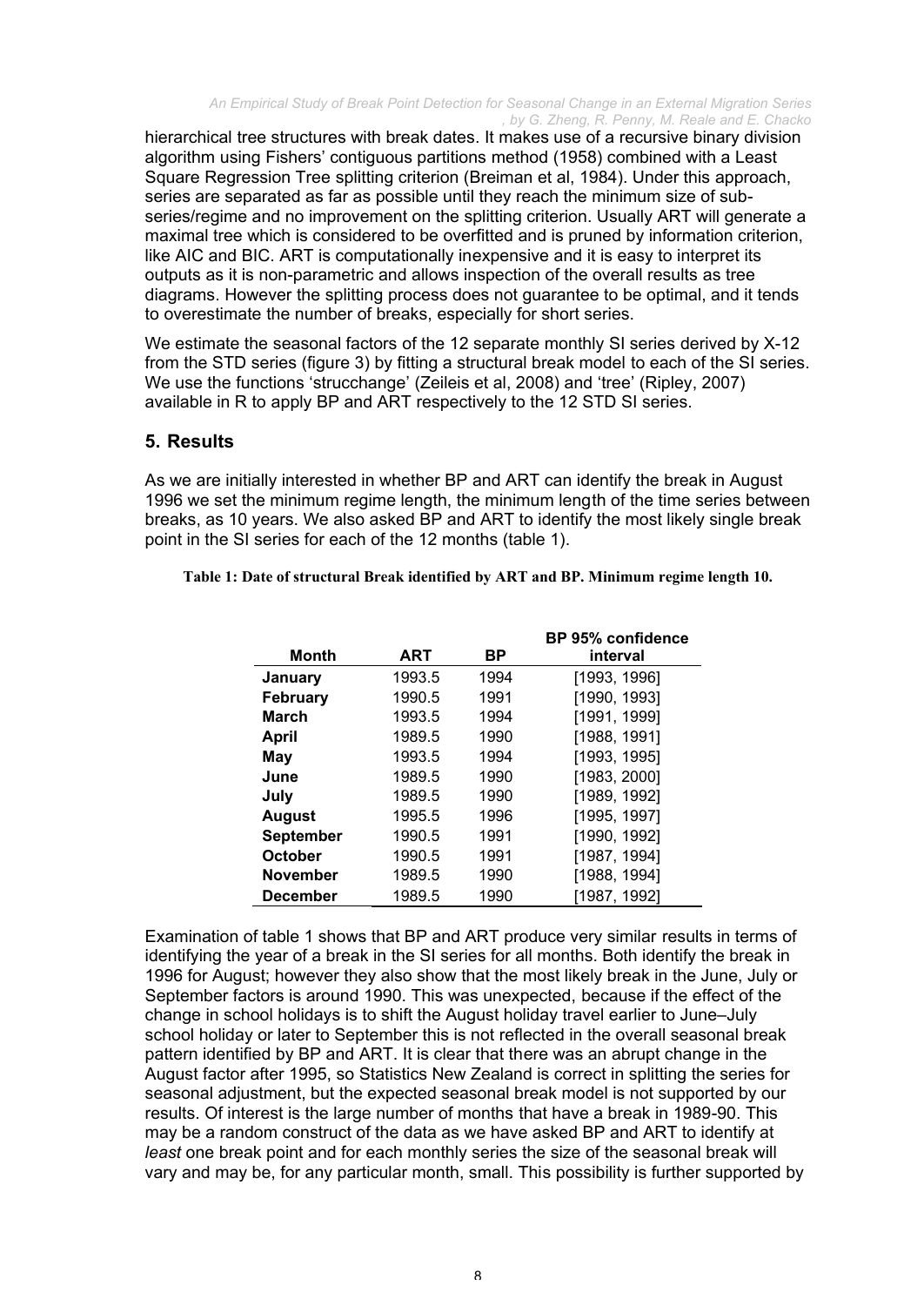hierarchical tree structures with break dates. It makes use of a recursive binary division algorithm using Fishers' contiguous partitions method (1958) combined with a Least Square Regression Tree splitting criterion (Breiman et al, 1984). Under this approach, series are separated as far as possible until they reach the minimum size of sub-series/regime and no improvement on the splitting criterion. Usually ART will generate a maximal tree which is considered to be overfitted and is pruned by information criterion, like AIC and BIC. ART is computationally inexpensive and it is easy to interpret its outputs as it is non-parametric and allows inspection of the overall results as tree diagrams. However the splitting process does not guarantee to be optimal, and it tends to overestimate the number of breaks, especially for short series.

We estimate the seasonal factors of the 12 separate monthly SI series derived by X-12 from the STD series (figure 3) by fitting a structural break model to each of the SI series. We use the functions 'strucchange' (Zeileis et al, 2008) and 'tree' (Ripley, 2007) available in R to apply BP and ART respectively to the 12 STD SI series.

## 5. Results

As we are initially interested in whether BP and ART can identify the break in August 1996 we set the minimum regime length, the minimum length of the time series between breaks, as 10 years. We also asked BP and ART to identify the most likely single break point in the SI series for each of the 12 months (table 1).

**Table 1: Date of structural Break identified by ART and BP. Minimum regime length 10.**

| Month | ART | BP | BP 95% confidence interval |
|---|---|---|---|
| **January** | 1993.5 | 1994 | [1993, 1996] |
| **February** | 1990.5 | 1991 | [1990, 1993] |
| **March** | 1993.5 | 1994 | [1991, 1999] |
| **April** | 1989.5 | 1990 | [1988, 1991] |
| **May** | 1993.5 | 1994 | [1993, 1995] |
| **June** | 1989.5 | 1990 | [1983, 2000] |
| **July** | 1989.5 | 1990 | [1989, 1992] |
| **August** | 1995.5 | 1996 | [1995, 1997] |
| **September** | 1990.5 | 1991 | [1990, 1992] |
| **October** | 1990.5 | 1991 | [1987, 1994] |
| **November** | 1989.5 | 1990 | [1988, 1994] |
| **December** | 1989.5 | 1990 | [1987, 1992] |

Examination of table 1 shows that BP and ART produce very similar results in terms of identifying the year of a break in the SI series for all months. Both identify the break in 1996 for August; however they also show that the most likely break in the June, July or September factors is around 1990. This was unexpected, because if the effect of the change in school holidays is to shift the August holiday travel earlier to June–July school holiday or later to September this is not reflected in the overall seasonal break pattern identified by BP and ART. It is clear that there was an abrupt change in the August factor after 1995, so Statistics New Zealand is correct in splitting the series for seasonal adjustment, but the expected seasonal break model is not supported by our results. Of interest is the large number of months that have a break in 1989-90. This may be a random construct of the data as we have asked BP and ART to identify at *least* one break point and for each monthly series the size of the seasonal break will vary and may be, for any particular month, small. This possibility is further supported by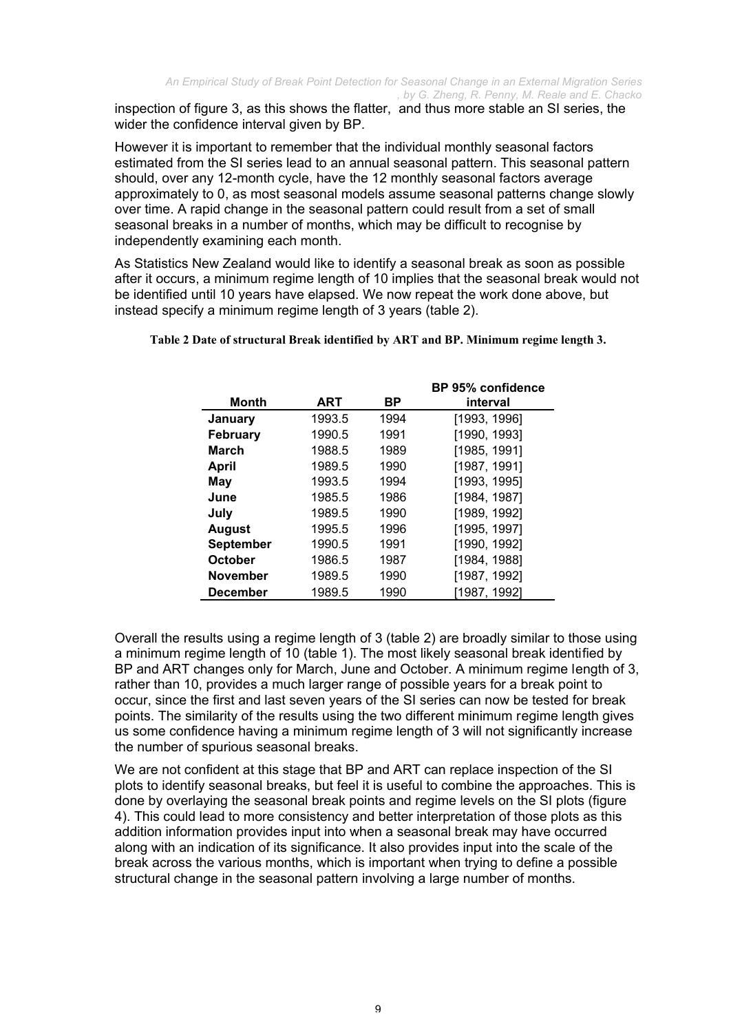inspection of figure 3, as this shows the flatter, and thus more stable an SI series, the wider the confidence interval given by BP.

However it is important to remember that the individual monthly seasonal factors estimated from the SI series lead to an annual seasonal pattern. This seasonal pattern should, over any 12-month cycle, have the 12 monthly seasonal factors average approximately to 0, as most seasonal models assume seasonal patterns change slowly over time. A rapid change in the seasonal pattern could result from a set of small seasonal breaks in a number of months, which may be difficult to recognise by independently examining each month.

As Statistics New Zealand would like to identify a seasonal break as soon as possible after it occurs, a minimum regime length of 10 implies that the seasonal break would not be identified until 10 years have elapsed. We now repeat the work done above, but instead specify a minimum regime length of 3 years (table 2).

**Table 2 Date of structural Break identified by ART and BP. Minimum regime length 3.**

| Month | ART | BP | BP 95% confidence interval |
|---|---|---|---|
| **January** | 1993.5 | 1994 | [1993, 1996] |
| **February** | 1990.5 | 1991 | [1990, 1993] |
| **March** | 1988.5 | 1989 | [1985, 1991] |
| **April** | 1989.5 | 1990 | [1987, 1991] |
| **May** | 1993.5 | 1994 | [1993, 1995] |
| **June** | 1985.5 | 1986 | [1984, 1987] |
| **July** | 1989.5 | 1990 | [1989, 1992] |
| **August** | 1995.5 | 1996 | [1995, 1997] |
| **September** | 1990.5 | 1991 | [1990, 1992] |
| **October** | 1986.5 | 1987 | [1984, 1988] |
| **November** | 1989.5 | 1990 | [1987, 1992] |
| **December** | 1989.5 | 1990 | [1987, 1992] |

Overall the results using a regime length of 3 (table 2) are broadly similar to those using a minimum regime length of 10 (table 1). The most likely seasonal break identified by BP and ART changes only for March, June and October. A minimum regime length of 3, rather than 10, provides a much larger range of possible years for a break point to occur, since the first and last seven years of the SI series can now be tested for break points. The similarity of the results using the two different minimum regime length gives us some confidence having a minimum regime length of 3 will not significantly increase the number of spurious seasonal breaks.

We are not confident at this stage that BP and ART can replace inspection of the SI plots to identify seasonal breaks, but feel it is useful to combine the approaches. This is done by overlaying the seasonal break points and regime levels on the SI plots (figure 4). This could lead to more consistency and better interpretation of those plots as this addition information provides input into when a seasonal break may have occurred along with an indication of its significance. It also provides input into the scale of the break across the various months, which is important when trying to define a possible structural change in the seasonal pattern involving a large number of months.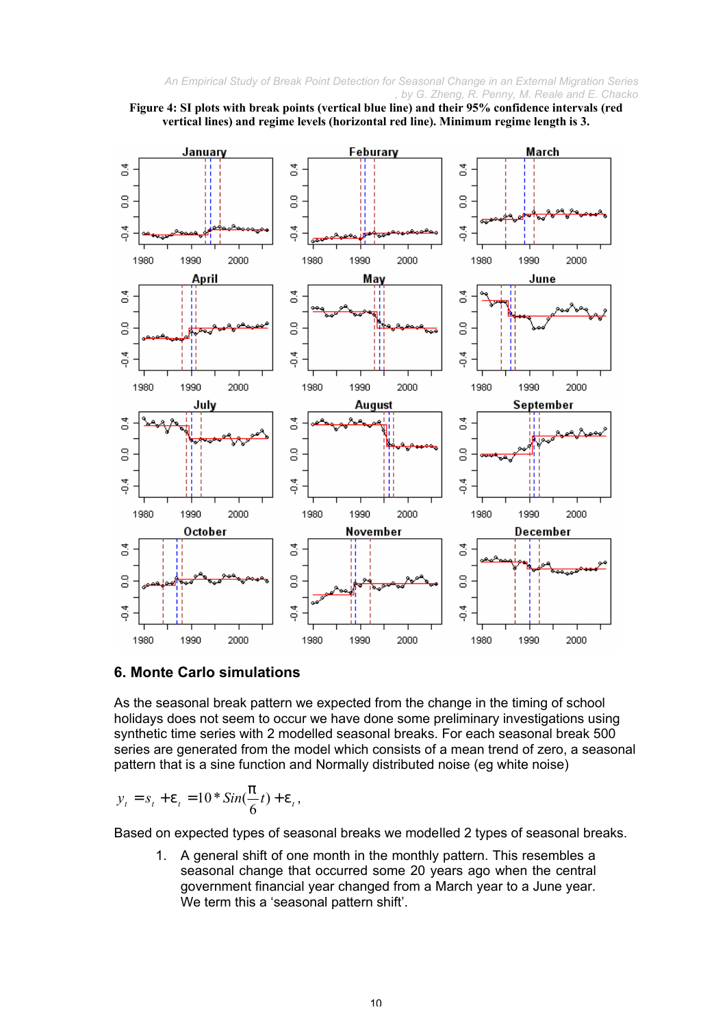**Figure 4: SI plots with break points (vertical blue line) and their 95% confidence intervals (red vertical lines) and regime levels (horizontal red line). Minimum regime length is 3.**

## 6. Monte Carlo simulations

As the seasonal break pattern we expected from the change in the timing of school holidays does not seem to occur we have done some preliminary investigations using synthetic time series with 2 modelled seasonal breaks. For each seasonal break 500 series are generated from the model which consists of a mean trend of zero, a seasonal pattern that is a sine function and Normally distributed noise (eg white noise)

$$y_t = s_t + \varepsilon_t = 10 * Sin(\frac{\pi}{6}t) + \varepsilon_t,$$

Based on expected types of seasonal breaks we modelled 2 types of seasonal breaks.

1. A general shift of one month in the monthly pattern. This resembles a seasonal change that occurred some 20 years ago when the central government financial year changed from a March year to a June year. We term this a 'seasonal pattern shift'.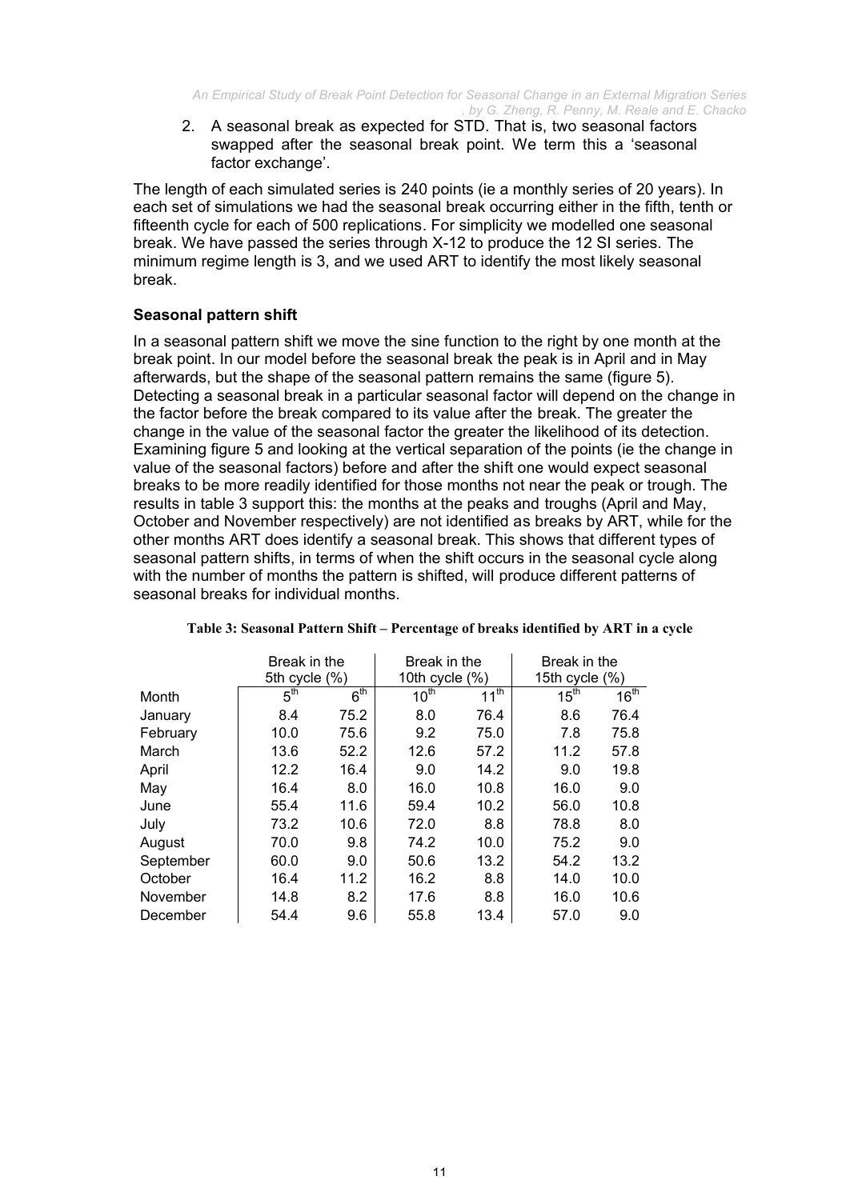2. A seasonal break as expected for STD. That is, two seasonal factors swapped after the seasonal break point. We term this a 'seasonal factor exchange'.

The length of each simulated series is 240 points (ie a monthly series of 20 years). In each set of simulations we had the seasonal break occurring either in the fifth, tenth or fifteenth cycle for each of 500 replications. For simplicity we modelled one seasonal break. We have passed the series through X-12 to produce the 12 SI series. The minimum regime length is 3, and we used ART to identify the most likely seasonal break.

### Seasonal pattern shift

In a seasonal pattern shift we move the sine function to the right by one month at the break point. In our model before the seasonal break the peak is in April and in May afterwards, but the shape of the seasonal pattern remains the same (figure 5). Detecting a seasonal break in a particular seasonal factor will depend on the change in the factor before the break compared to its value after the break. The greater the change in the value of the seasonal factor the greater the likelihood of its detection. Examining figure 5 and looking at the vertical separation of the points (ie the change in value of the seasonal factors) before and after the shift one would expect seasonal breaks to be more readily identified for those months not near the peak or trough. The results in table 3 support this: the months at the peaks and troughs (April and May, October and November respectively) are not identified as breaks by ART, while for the other months ART does identify a seasonal break. This shows that different types of seasonal pattern shifts, in terms of when the shift occurs in the seasonal cycle along with the number of months the pattern is shifted, will produce different patterns of seasonal breaks for individual months.

**Table 3: Seasonal Pattern Shift – Percentage of breaks identified by ART in a cycle**

| | Break in the 5th cycle (%) | | Break in the 10th cycle (%) | | Break in the 15th cycle (%) | |
|---|---|---|---|---|---|---|
| Month | 5th | 6th | 10th | 11th | 15th | 16th |
| January | 8.4 | 75.2 | 8.0 | 76.4 | 8.6 | 76.4 |
| February | 10.0 | 75.6 | 9.2 | 75.0 | 7.8 | 75.8 |
| March | 13.6 | 52.2 | 12.6 | 57.2 | 11.2 | 57.8 |
| April | 12.2 | 16.4 | 9.0 | 14.2 | 9.0 | 19.8 |
| May | 16.4 | 8.0 | 16.0 | 10.8 | 16.0 | 9.0 |
| June | 55.4 | 11.6 | 59.4 | 10.2 | 56.0 | 10.8 |
| July | 73.2 | 10.6 | 72.0 | 8.8 | 78.8 | 8.0 |
| August | 70.0 | 9.8 | 74.2 | 10.0 | 75.2 | 9.0 |
| September | 60.0 | 9.0 | 50.6 | 13.2 | 54.2 | 13.2 |
| October | 16.4 | 11.2 | 16.2 | 8.8 | 14.0 | 10.0 |
| November | 14.8 | 8.2 | 17.6 | 8.8 | 16.0 | 10.6 |
| December | 54.4 | 9.6 | 55.8 | 13.4 | 57.0 | 9.0 |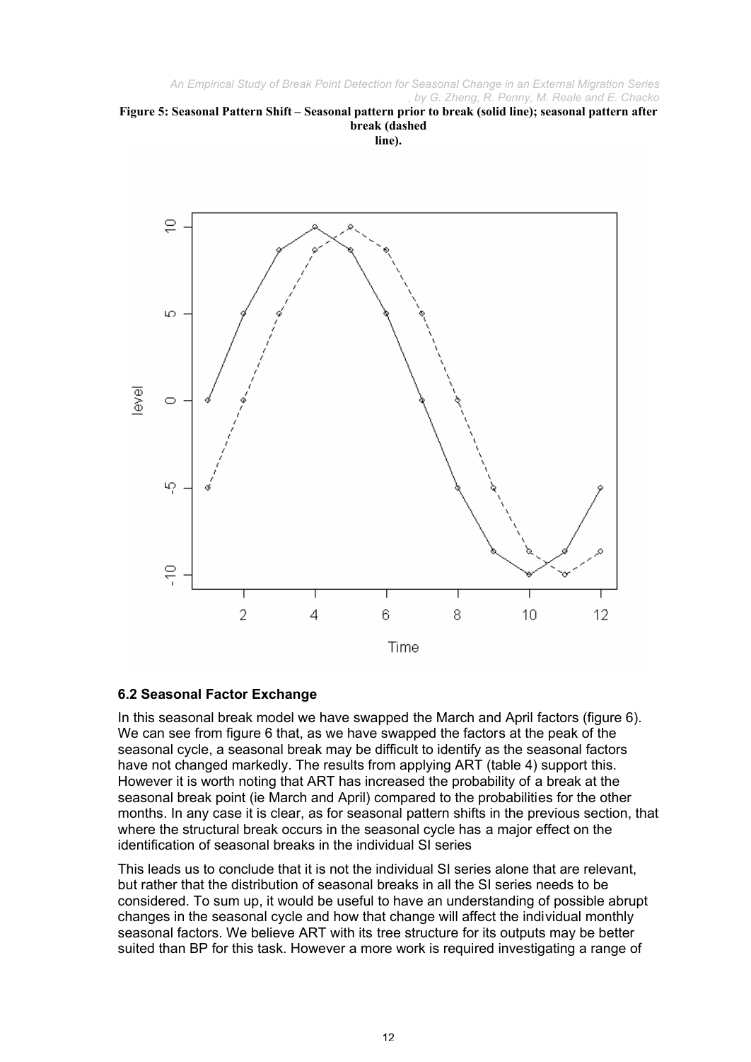**Figure 5: Seasonal Pattern Shift – Seasonal pattern prior to break (solid line); seasonal pattern after break (dashed line).**

### 6.2 Seasonal Factor Exchange

In this seasonal break model we have swapped the March and April factors (figure 6). We can see from figure 6 that, as we have swapped the factors at the peak of the seasonal cycle, a seasonal break may be difficult to identify as the seasonal factors have not changed markedly. The results from applying ART (table 4) support this. However it is worth noting that ART has increased the probability of a break at the seasonal break point (ie March and April) compared to the probabilities for the other months. In any case it is clear, as for seasonal pattern shifts in the previous section, that where the structural break occurs in the seasonal cycle has a major effect on the identification of seasonal breaks in the individual SI series

This leads us to conclude that it is not the individual SI series alone that are relevant, but rather that the distribution of seasonal breaks in all the SI series needs to be considered. To sum up, it would be useful to have an understanding of possible abrupt changes in the seasonal cycle and how that change will affect the individual monthly seasonal factors. We believe ART with its tree structure for its outputs may be better suited than BP for this task. However a more work is required investigating a range of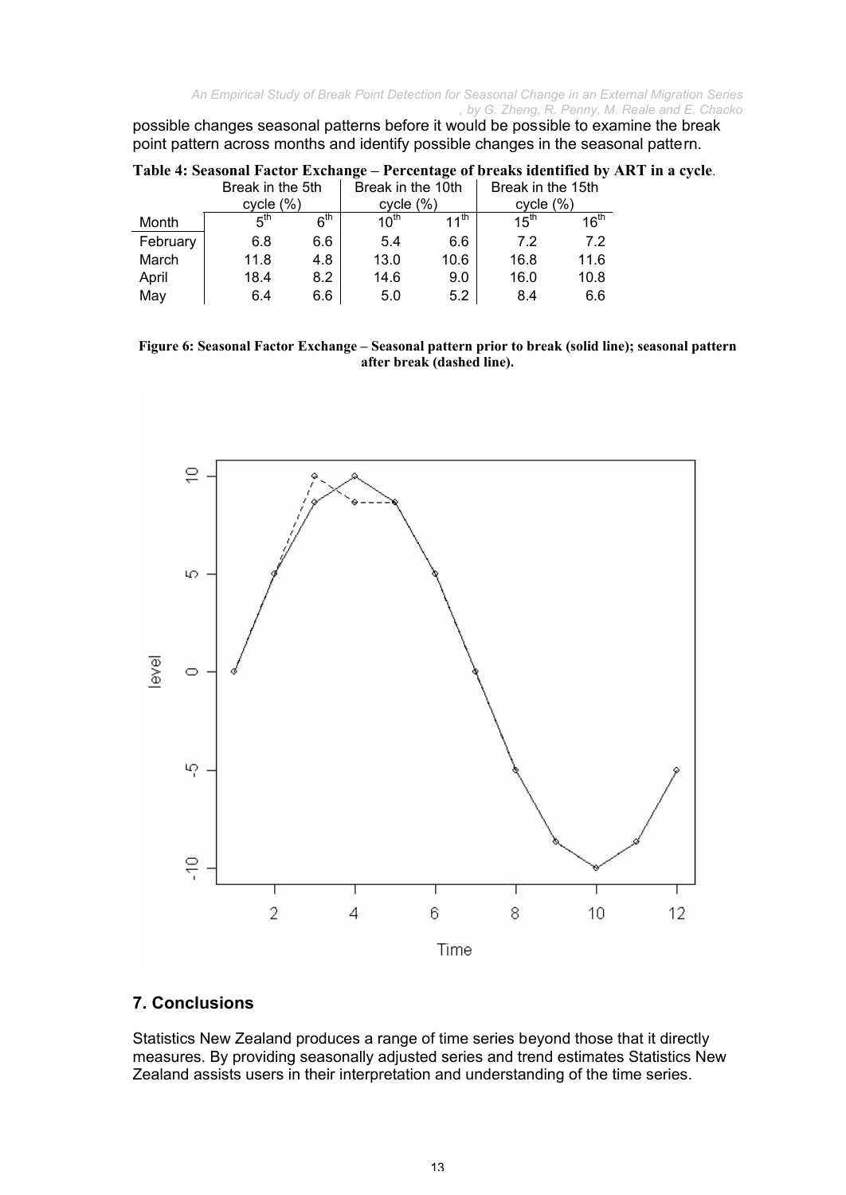possible changes seasonal patterns before it would be possible to examine the break point pattern across months and identify possible changes in the seasonal pattern.

**Table 4: Seasonal Factor Exchange – Percentage of breaks identified by ART in a cycle.**

| | Break in the 5th cycle (%) | | Break in the 10th cycle (%) | | Break in the 15th cycle (%) | |
|---|---|---|---|---|---|---|
| Month | 5th | 6th | 10th | 11th | 15th | 16th |
| February | 6.8 | 6.6 | 5.4 | 6.6 | 7.2 | 7.2 |
| March | 11.8 | 4.8 | 13.0 | 10.6 | 16.8 | 11.6 |
| April | 18.4 | 8.2 | 14.6 | 9.0 | 16.0 | 10.8 |
| May | 6.4 | 6.6 | 5.0 | 5.2 | 8.4 | 6.6 |

**Figure 6: Seasonal Factor Exchange – Seasonal pattern prior to break (solid line); seasonal pattern after break (dashed line).**

## 7. Conclusions

Statistics New Zealand produces a range of time series beyond those that it directly measures. By providing seasonally adjusted series and trend estimates Statistics New Zealand assists users in their interpretation and understanding of the time series.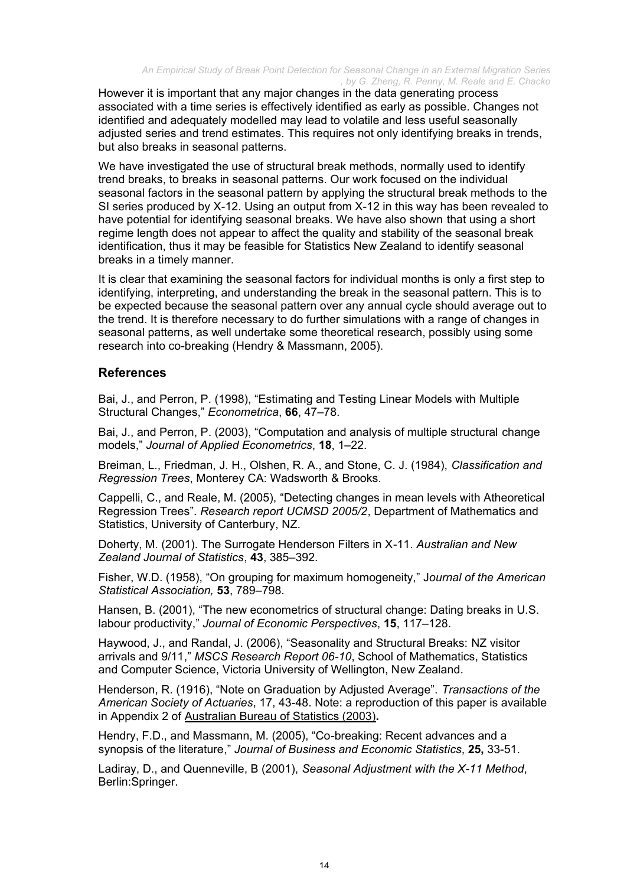However it is important that any major changes in the data generating process associated with a time series is effectively identified as early as possible. Changes not identified and adequately modelled may lead to volatile and less useful seasonally adjusted series and trend estimates. This requires not only identifying breaks in trends, but also breaks in seasonal patterns.

We have investigated the use of structural break methods, normally used to identify trend breaks, to breaks in seasonal patterns. Our work focused on the individual seasonal factors in the seasonal pattern by applying the structural break methods to the SI series produced by X-12. Using an output from X-12 in this way has been revealed to have potential for identifying seasonal breaks. We have also shown that using a short regime length does not appear to affect the quality and stability of the seasonal break identification, thus it may be feasible for Statistics New Zealand to identify seasonal breaks in a timely manner.

It is clear that examining the seasonal factors for individual months is only a first step to identifying, interpreting, and understanding the break in the seasonal pattern. This is to be expected because the seasonal pattern over any annual cycle should average out to the trend. It is therefore necessary to do further simulations with a range of changes in seasonal patterns, as well undertake some theoretical research, possibly using some research into co-breaking (Hendry & Massmann, 2005).

## References

Bai, J., and Perron, P. (1998), "Estimating and Testing Linear Models with Multiple Structural Changes," *Econometrica*, **66**, 47–78.

Bai, J., and Perron, P. (2003), "Computation and analysis of multiple structural change models," *Journal of Applied Econometrics*, **18**, 1–22.

Breiman, L., Friedman, J. H., Olshen, R. A., and Stone, C. J. (1984), *Classification and Regression Trees*, Monterey CA: Wadsworth & Brooks.

Cappelli, C., and Reale, M. (2005), "Detecting changes in mean levels with Atheoretical Regression Trees". *Research report UCMSD 2005/2*, Department of Mathematics and Statistics, University of Canterbury, NZ.

Doherty, M. (2001). The Surrogate Henderson Filters in X-11. *Australian and New Zealand Journal of Statistics*, **43**, 385–392.

Fisher, W.D. (1958), "On grouping for maximum homogeneity," *Journal of the American Statistical Association,* **53**, 789–798.

Hansen, B. (2001), "The new econometrics of structural change: Dating breaks in U.S. labour productivity," *Journal of Economic Perspectives*, **15**, 117–128.

Haywood, J., and Randal, J. (2006), "Seasonality and Structural Breaks: NZ visitor arrivals and 9/11," *MSCS Research Report 06-10*, School of Mathematics, Statistics and Computer Science, Victoria University of Wellington, New Zealand.

Henderson, R. (1916), "Note on Graduation by Adjusted Average". *Transactions of the American Society of Actuaries*, 17, 43-48. Note: a reproduction of this paper is available in Appendix 2 of Australian Bureau of Statistics (2003)**.**

Hendry, F.D., and Massmann, M. (2005), "Co-breaking: Recent advances and a synopsis of the literature," *Journal of Business and Economic Statistics*, **25,** 33-51.

Ladiray, D., and Quenneville, B (2001), *Seasonal Adjustment with the X-11 Method*, Berlin:Springer.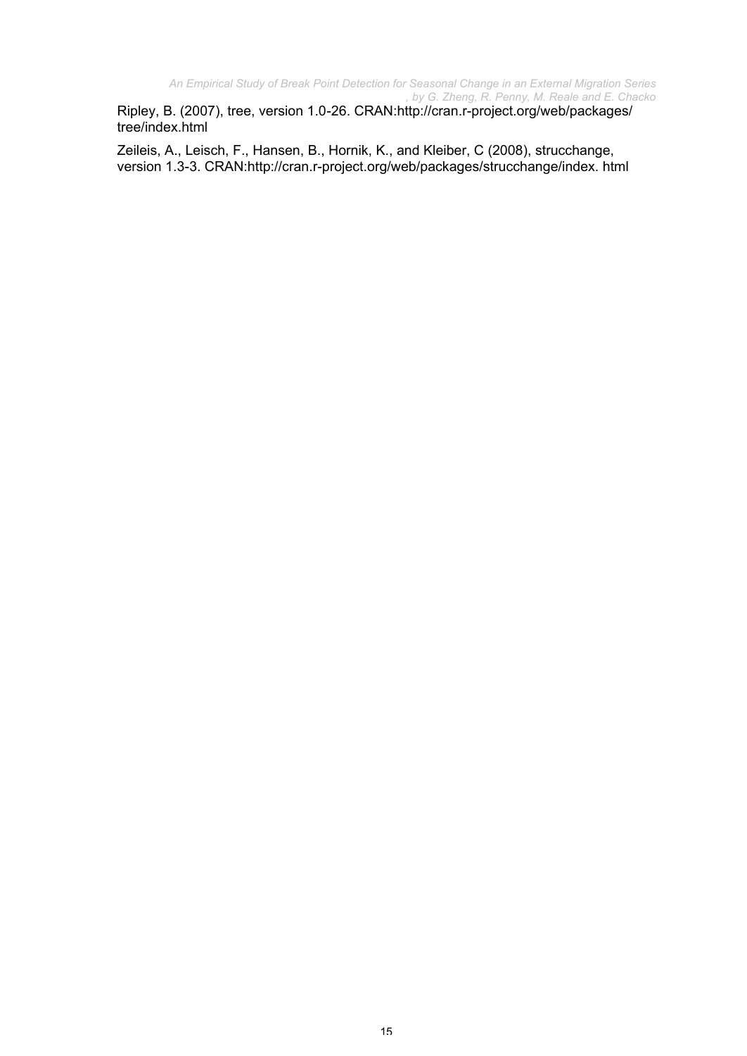Ripley, B. (2007), tree, version 1.0-26. CRAN:http://cran.r-project.org/web/packages/tree/index.html

Zeileis, A., Leisch, F., Hansen, B., Hornik, K., and Kleiber, C (2008), strucchange, version 1.3-3. CRAN:http://cran.r-project.org/web/packages/strucchange/index. html